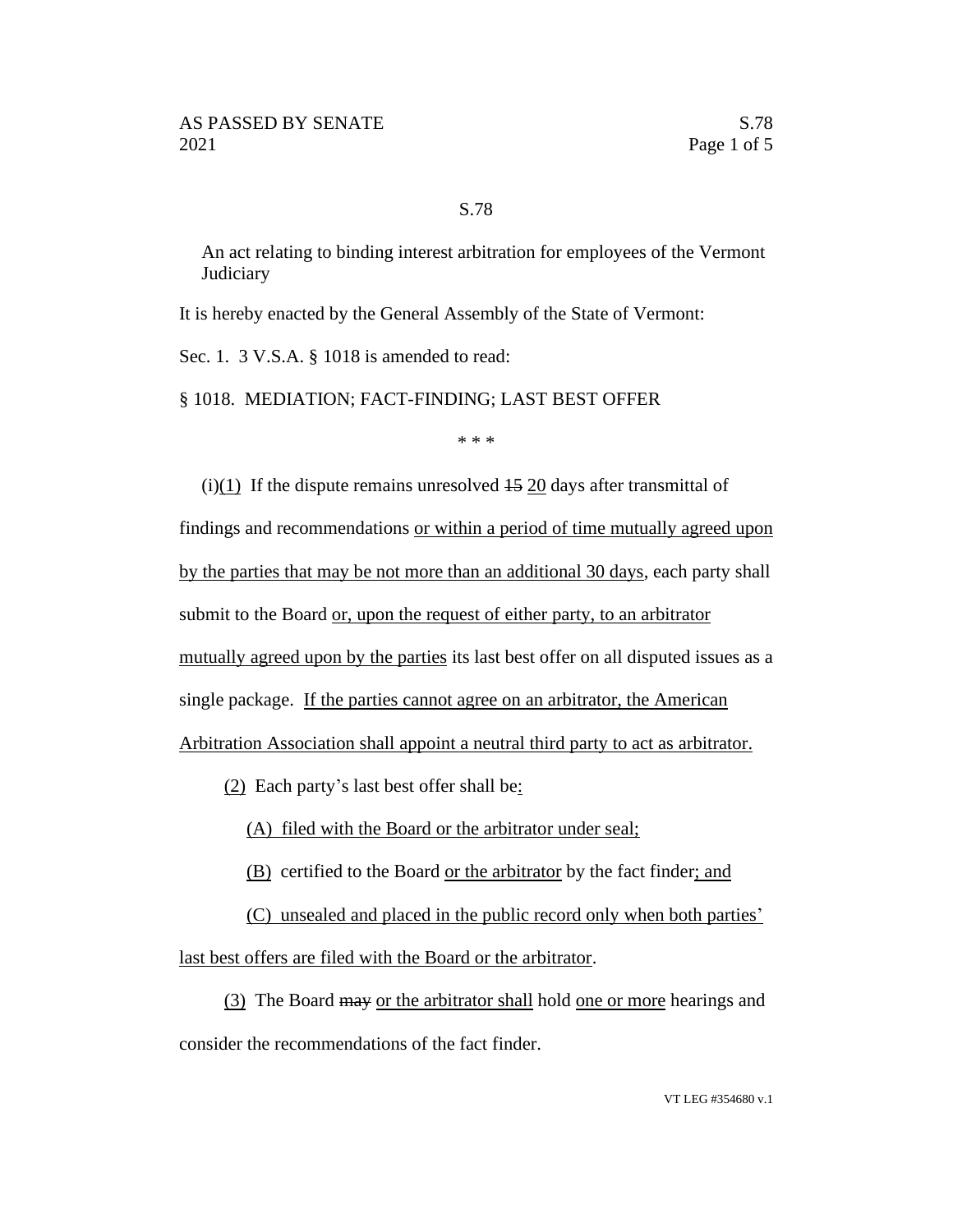S.78

An act relating to binding interest arbitration for employees of the Vermont Judiciary

It is hereby enacted by the General Assembly of the State of Vermont:

Sec. 1. 3 V.S.A. § 1018 is amended to read:

§ 1018. MEDIATION; FACT-FINDING; LAST BEST OFFER

\* \* \*

(i)<u>(1)</u> If the dispute remains unresolved ~~15~~ <u>20</u> days after transmittal of findings and recommendations <u>or within a period of time mutually agreed upon by the parties that may be not more than an additional 30 days</u>, each party shall submit to the Board <u>or, upon the request of either party, to an arbitrator mutually agreed upon by the parties</u> its last best offer on all disputed issues as a single package. <u>If the parties cannot agree on an arbitrator, the American Arbitration Association shall appoint a neutral third party to act as arbitrator.</u>

<u>(2)</u> Each party's last best offer shall be<u>:</u>

<u>(A) filed with the Board or the arbitrator under seal;</u>

<u>(B)</u> certified to the Board <u>or the arbitrator</u> by the fact finder<u>; and</u>

<u>(C) unsealed and placed in the public record only when both parties' last best offers are filed with the Board or the arbitrator</u>.

<u>(3)</u> The Board ~~may~~ <u>or the arbitrator shall</u> hold <u>one or more</u> hearings and consider the recommendations of the fact finder.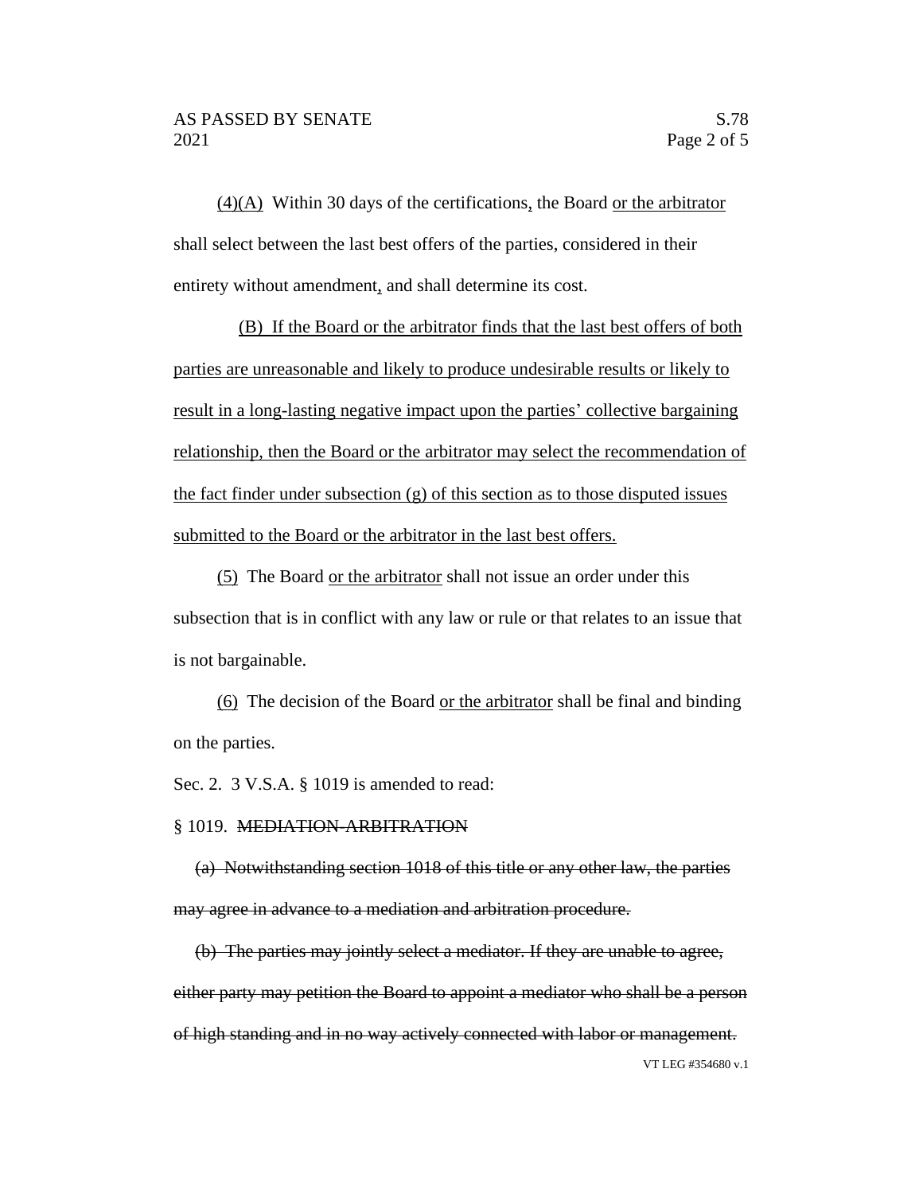(4)(A) Within 30 days of the certifications, the Board or the arbitrator shall select between the last best offers of the parties, considered in their entirety without amendment, and shall determine its cost.

(B) If the Board or the arbitrator finds that the last best offers of both parties are unreasonable and likely to produce undesirable results or likely to result in a long-lasting negative impact upon the parties' collective bargaining relationship, then the Board or the arbitrator may select the recommendation of the fact finder under subsection (g) of this section as to those disputed issues submitted to the Board or the arbitrator in the last best offers.

(5) The Board or the arbitrator shall not issue an order under this subsection that is in conflict with any law or rule or that relates to an issue that is not bargainable.

(6) The decision of the Board or the arbitrator shall be final and binding on the parties.

Sec. 2. 3 V.S.A. § 1019 is amended to read:

§ 1019. ~~MEDIATION-ARBITRATION~~

~~(a) Notwithstanding section 1018 of this title or any other law, the parties may agree in advance to a mediation and arbitration procedure.~~

~~(b) The parties may jointly select a mediator. If they are unable to agree, either party may petition the Board to appoint a mediator who shall be a person of high standing and in no way actively connected with labor or management.~~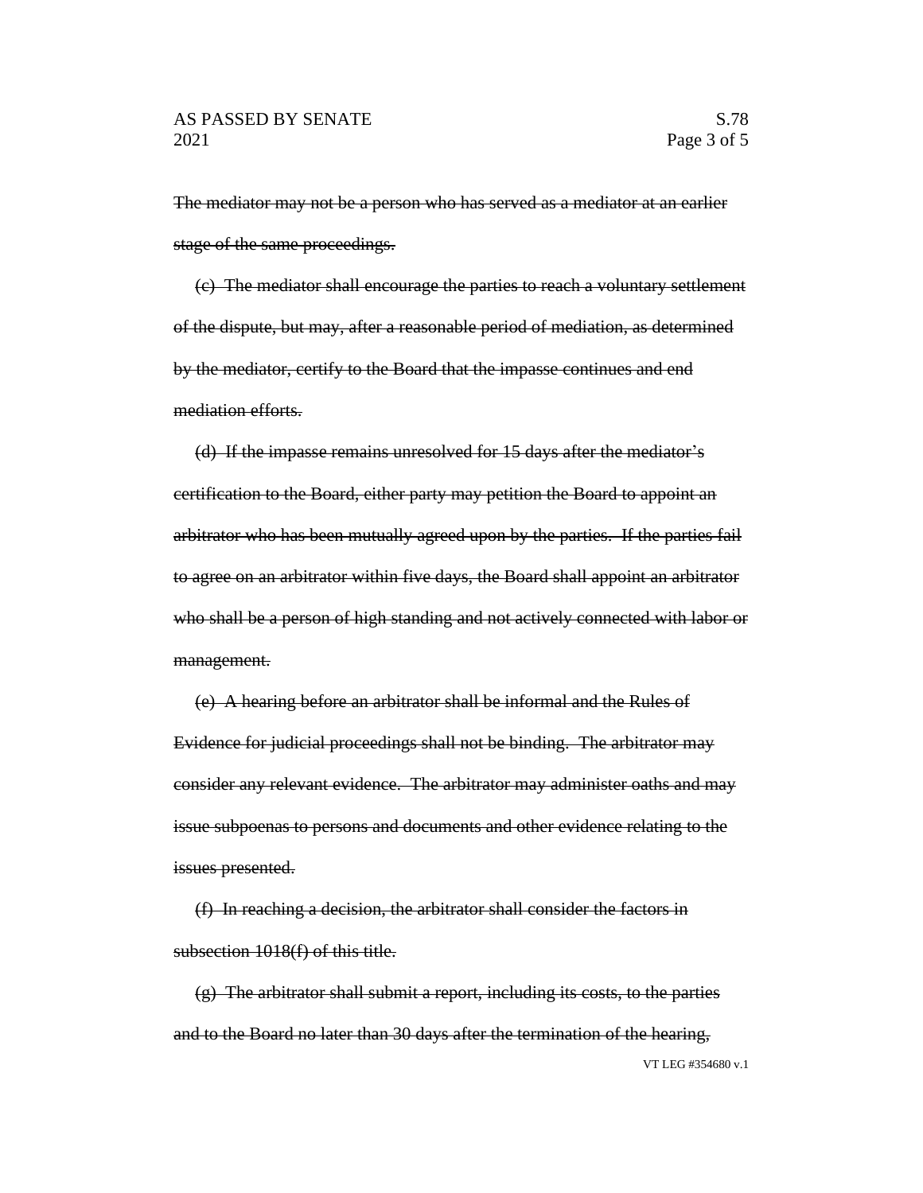~~The mediator may not be a person who has served as a mediator at an earlier stage of the same proceedings.~~

~~(c) The mediator shall encourage the parties to reach a voluntary settlement of the dispute, but may, after a reasonable period of mediation, as determined by the mediator, certify to the Board that the impasse continues and end mediation efforts.~~

~~(d) If the impasse remains unresolved for 15 days after the mediator's certification to the Board, either party may petition the Board to appoint an arbitrator who has been mutually agreed upon by the parties. If the parties fail to agree on an arbitrator within five days, the Board shall appoint an arbitrator who shall be a person of high standing and not actively connected with labor or management.~~

~~(e) A hearing before an arbitrator shall be informal and the Rules of Evidence for judicial proceedings shall not be binding. The arbitrator may consider any relevant evidence. The arbitrator may administer oaths and may issue subpoenas to persons and documents and other evidence relating to the issues presented.~~

~~(f) In reaching a decision, the arbitrator shall consider the factors in subsection 1018(f) of this title.~~

~~(g) The arbitrator shall submit a report, including its costs, to the parties and to the Board no later than 30 days after the termination of the hearing,~~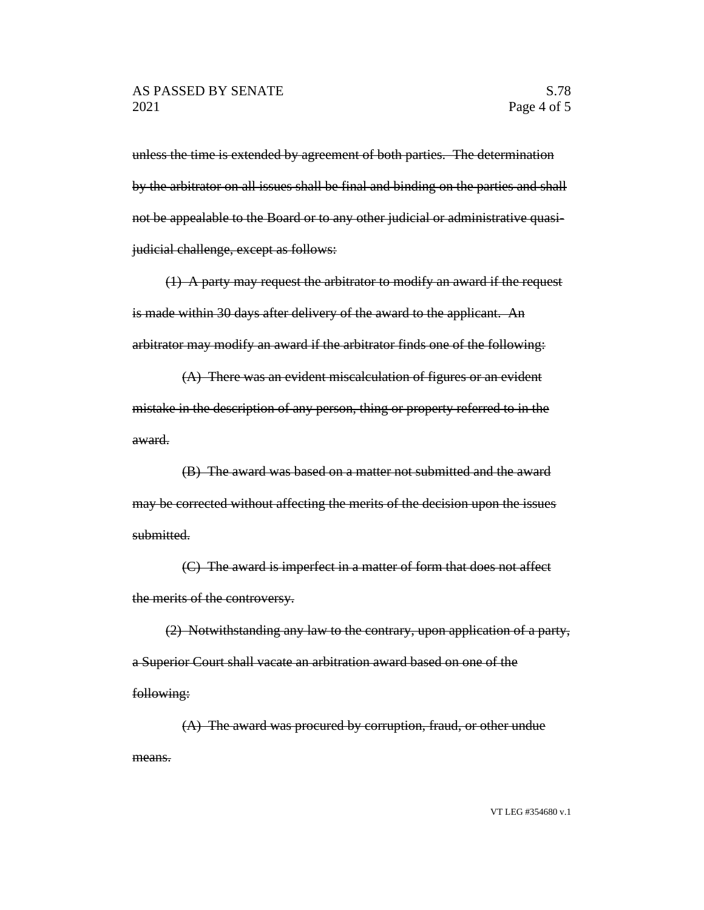~~unless the time is extended by agreement of both parties. The determination by the arbitrator on all issues shall be final and binding on the parties and shall not be appealable to the Board or to any other judicial or administrative quasi-judicial challenge, except as follows:~~

~~(1) A party may request the arbitrator to modify an award if the request is made within 30 days after delivery of the award to the applicant. An arbitrator may modify an award if the arbitrator finds one of the following:~~

~~(A) There was an evident miscalculation of figures or an evident mistake in the description of any person, thing or property referred to in the award.~~

~~(B) The award was based on a matter not submitted and the award may be corrected without affecting the merits of the decision upon the issues submitted.~~

~~(C) The award is imperfect in a matter of form that does not affect the merits of the controversy.~~

~~(2) Notwithstanding any law to the contrary, upon application of a party, a Superior Court shall vacate an arbitration award based on one of the following:~~

~~(A) The award was procured by corruption, fraud, or other undue means.~~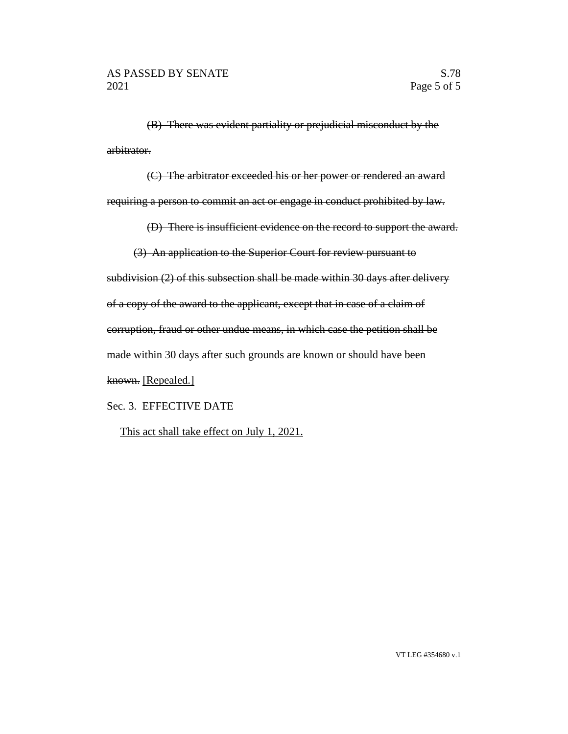~~(B) There was evident partiality or prejudicial misconduct by the arbitrator.~~

~~(C) The arbitrator exceeded his or her power or rendered an award requiring a person to commit an act or engage in conduct prohibited by law.~~

~~(D) There is insufficient evidence on the record to support the award.~~

~~(3) An application to the Superior Court for review pursuant to subdivision (2) of this subsection shall be made within 30 days after delivery of a copy of the award to the applicant, except that in case of a claim of corruption, fraud or other undue means, in which case the petition shall be made within 30 days after such grounds are known or should have been known.~~ <u>[Repealed.]</u>

Sec. 3. EFFECTIVE DATE

<u>This act shall take effect on July 1, 2021.</u>

VT LEG #354680 v.1